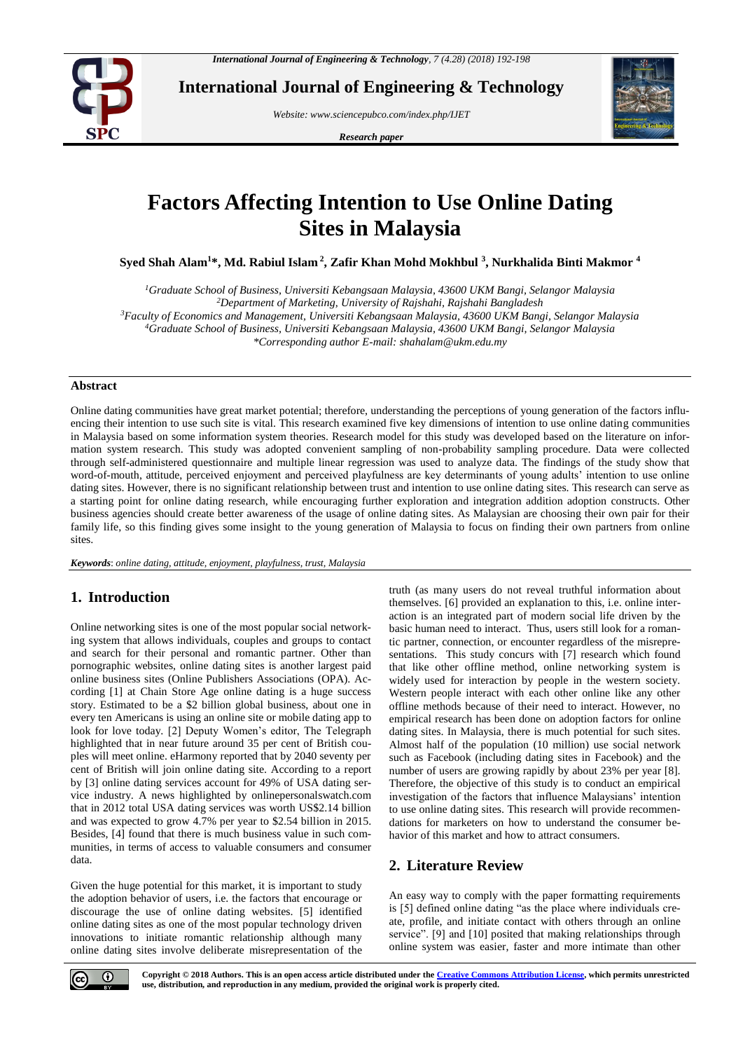# Factors Affecting Intention to Use Online Dating Sites in Malaysia

**Syed Shah Alam[1]*, Md. Rabiul Islam[2], Zafir Khan Mohd Mokhbul[3], Nurkhalida Binti Makmor[4]**

*[1]Graduate School of Business, Universiti Kebangsaan Malaysia, 43600 UKM Bangi, Selangor Malaysia*
*[2]Department of Marketing, University of Rajshahi, Rajshahi Bangladesh*
*[3]Faculty of Economics and Management, Universiti Kebangsaan Malaysia, 43600 UKM Bangi, Selangor Malaysia*
*[4]Graduate School of Business, Universiti Kebangsaan Malaysia, 43600 UKM Bangi, Selangor Malaysia*
*\*Corresponding author E-mail: shahalam@ukm.edu.my*

## Abstract

Online dating communities have great market potential; therefore, understanding the perceptions of young generation of the factors influencing their intention to use such site is vital. This research examined five key dimensions of intention to use online dating communities in Malaysia based on some information system theories. Research model for this study was developed based on the literature on information system research. This study was adopted convenient sampling of non-probability sampling procedure. Data were collected through self-administered questionnaire and multiple linear regression was used to analyze data. The findings of the study show that word-of-mouth, attitude, perceived enjoyment and perceived playfulness are key determinants of young adults' intention to use online dating sites. However, there is no significant relationship between trust and intention to use online dating sites. This research can serve as a starting point for online dating research, while encouraging further exploration and integration addition adoption constructs. Other business agencies should create better awareness of the usage of online dating sites. As Malaysian are choosing their own pair for their family life, so this finding gives some insight to the young generation of Malaysia to focus on finding their own partners from online sites.

***Keywords***: *online dating, attitude, enjoyment, playfulness, trust, Malaysia*

## 1. Introduction

Online networking sites is one of the most popular social networking system that allows individuals, couples and groups to contact and search for their personal and romantic partner. Other than pornographic websites, online dating sites is another largest paid online business sites (Online Publishers Associations (OPA). According [1] at Chain Store Age online dating is a huge success story. Estimated to be a $2 billion global business, about one in every ten Americans is using an online site or mobile dating app to look for love today. [2] Deputy Women's editor, The Telegraph highlighted that in near future around 35 per cent of British couples will meet online. eHarmony reported that by 2040 seventy per cent of British will join online dating site. According to a report by [3] online dating services account for 49% of USA dating service industry. A news highlighted by onlinepersonalswatch.com that in 2012 total USA dating services was worth US$2.14 billion and was expected to grow 4.7% per year to $2.54 billion in 2015. Besides, [4] found that there is much business value in such communities, in terms of access to valuable consumers and consumer data.

Given the huge potential for this market, it is important to study the adoption behavior of users, i.e. the factors that encourage or discourage the use of online dating websites. [5] identified online dating sites as one of the most popular technology driven innovations to initiate romantic relationship although many online dating sites involve deliberate misrepresentation of the truth (as many users do not reveal truthful information about themselves. [6] provided an explanation to this, i.e. online interaction is an integrated part of modern social life driven by the basic human need to interact. Thus, users still look for a romantic partner, connection, or encounter regardless of the misrepresentations. This study concurs with [7] research which found that like other offline method, online networking system is widely used for interaction by people in the western society. Western people interact with each other online like any other offline methods because of their need to interact. However, no empirical research has been done on adoption factors for online dating sites. In Malaysia, there is much potential for such sites. Almost half of the population (10 million) use social network such as Facebook (including dating sites in Facebook) and the number of users are growing rapidly by about 23% per year [8]. Therefore, the objective of this study is to conduct an empirical investigation of the factors that influence Malaysians' intention to use online dating sites. This research will provide recommendations for marketers on how to understand the consumer behavior of this market and how to attract consumers.

## 2. Literature Review

An easy way to comply with the paper formatting requirements is [5] defined online dating "as the place where individuals create, profile, and initiate contact with others through an online service". [9] and [10] posited that making relationships through online system was easier, faster and more intimate than other

**Copyright © 2018 Authors. This is an open access article distributed under the Creative Commons Attribution License, which permits unrestricted use, distribution, and reproduction in any medium, provided the original work is properly cited.**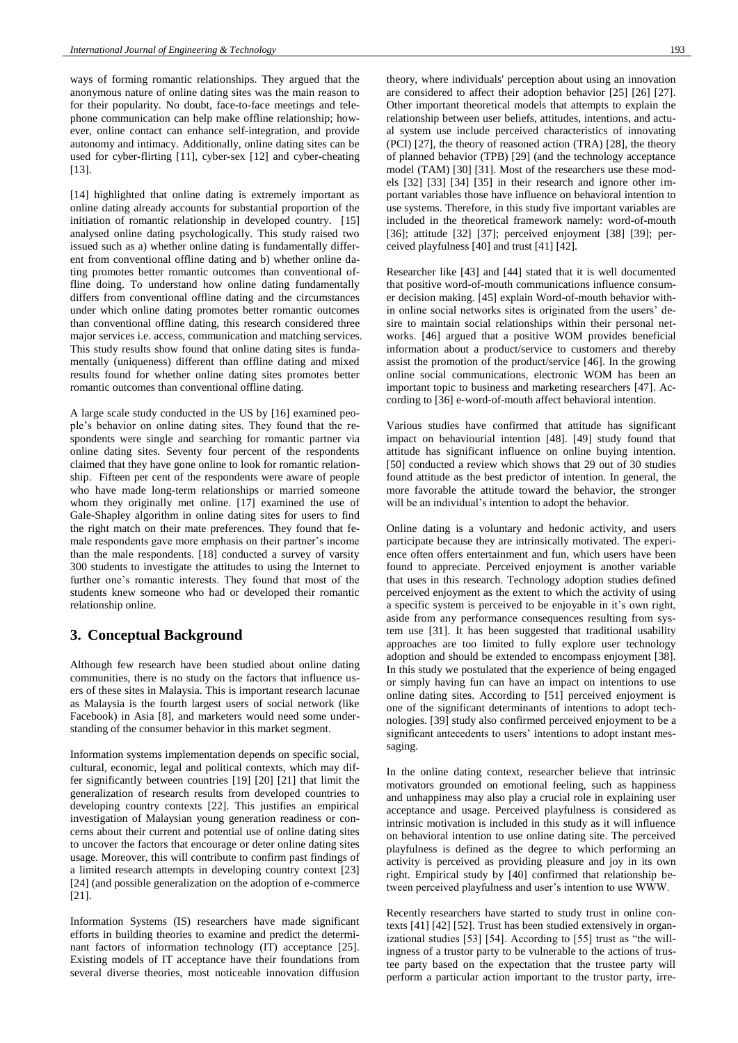ways of forming romantic relationships. They argued that the anonymous nature of online dating sites was the main reason to for their popularity. No doubt, face-to-face meetings and telephone communication can help make offline relationship; however, online contact can enhance self-integration, and provide autonomy and intimacy. Additionally, online dating sites can be used for cyber-flirting [11], cyber-sex [12] and cyber-cheating [13].

[14] highlighted that online dating is extremely important as online dating already accounts for substantial proportion of the initiation of romantic relationship in developed country. [15] analysed online dating psychologically. This study raised two issued such as a) whether online dating is fundamentally different from conventional offline dating and b) whether online dating promotes better romantic outcomes than conventional offline doing. To understand how online dating fundamentally differs from conventional offline dating and the circumstances under which online dating promotes better romantic outcomes than conventional offline dating, this research considered three major services i.e. access, communication and matching services. This study results show found that online dating sites is fundamentally (uniqueness) different than offline dating and mixed results found for whether online dating sites promotes better romantic outcomes than conventional offline dating.

A large scale study conducted in the US by [16] examined people's behavior on online dating sites. They found that the respondents were single and searching for romantic partner via online dating sites. Seventy four percent of the respondents claimed that they have gone online to look for romantic relationship. Fifteen per cent of the respondents were aware of people who have made long-term relationships or married someone whom they originally met online. [17] examined the use of Gale-Shapley algorithm in online dating sites for users to find the right match on their mate preferences. They found that female respondents gave more emphasis on their partner's income than the male respondents. [18] conducted a survey of varsity 300 students to investigate the attitudes to using the Internet to further one's romantic interests. They found that most of the students knew someone who had or developed their romantic relationship online.

## 3. Conceptual Background

Although few research have been studied about online dating communities, there is no study on the factors that influence users of these sites in Malaysia. This is important research lacunae as Malaysia is the fourth largest users of social network (like Facebook) in Asia [8], and marketers would need some understanding of the consumer behavior in this market segment.

Information systems implementation depends on specific social, cultural, economic, legal and political contexts, which may differ significantly between countries [19] [20] [21] that limit the generalization of research results from developed countries to developing country contexts [22]. This justifies an empirical investigation of Malaysian young generation readiness or concerns about their current and potential use of online dating sites to uncover the factors that encourage or deter online dating sites usage. Moreover, this will contribute to confirm past findings of a limited research attempts in developing country context [23] [24] (and possible generalization on the adoption of e-commerce [21].

Information Systems (IS) researchers have made significant efforts in building theories to examine and predict the determinant factors of information technology (IT) acceptance [25]. Existing models of IT acceptance have their foundations from several diverse theories, most noticeable innovation diffusion theory, where individuals' perception about using an innovation are considered to affect their adoption behavior [25] [26] [27]. Other important theoretical models that attempts to explain the relationship between user beliefs, attitudes, intentions, and actual system use include perceived characteristics of innovating (PCI) [27], the theory of reasoned action (TRA) [28], the theory of planned behavior (TPB) [29] (and the technology acceptance model (TAM) [30] [31]. Most of the researchers use these models [32] [33] [34] [35] in their research and ignore other important variables those have influence on behavioral intention to use systems. Therefore, in this study five important variables are included in the theoretical framework namely: word-of-mouth [36]; attitude [32] [37]; perceived enjoyment [38] [39]; perceived playfulness [40] and trust [41] [42].

Researcher like [43] and [44] stated that it is well documented that positive word-of-mouth communications influence consumer decision making. [45] explain Word-of-mouth behavior within online social networks sites is originated from the users' desire to maintain social relationships within their personal networks. [46] argued that a positive WOM provides beneficial information about a product/service to customers and thereby assist the promotion of the product/service [46]. In the growing online social communications, electronic WOM has been an important topic to business and marketing researchers [47]. According to [36] e-word-of-mouth affect behavioral intention.

Various studies have confirmed that attitude has significant impact on behaviourial intention [48]. [49] study found that attitude has significant influence on online buying intention. [50] conducted a review which shows that 29 out of 30 studies found attitude as the best predictor of intention. In general, the more favorable the attitude toward the behavior, the stronger will be an individual's intention to adopt the behavior.

Online dating is a voluntary and hedonic activity, and users participate because they are intrinsically motivated. The experience often offers entertainment and fun, which users have been found to appreciate. Perceived enjoyment is another variable that uses in this research. Technology adoption studies defined perceived enjoyment as the extent to which the activity of using a specific system is perceived to be enjoyable in it's own right, aside from any performance consequences resulting from system use [31]. It has been suggested that traditional usability approaches are too limited to fully explore user technology adoption and should be extended to encompass enjoyment [38]. In this study we postulated that the experience of being engaged or simply having fun can have an impact on intentions to use online dating sites. According to [51] perceived enjoyment is one of the significant determinants of intentions to adopt technologies. [39] study also confirmed perceived enjoyment to be a significant antecedents to users' intentions to adopt instant messaging.

In the online dating context, researcher believe that intrinsic motivators grounded on emotional feeling, such as happiness and unhappiness may also play a crucial role in explaining user acceptance and usage. Perceived playfulness is considered as intrinsic motivation is included in this study as it will influence on behavioral intention to use online dating site. The perceived playfulness is defined as the degree to which performing an activity is perceived as providing pleasure and joy in its own right. Empirical study by [40] confirmed that relationship between perceived playfulness and user's intention to use WWW.

Recently researchers have started to study trust in online contexts [41] [42] [52]. Trust has been studied extensively in organizational studies [53] [54]. According to [55] trust as "the willingness of a trustor party to be vulnerable to the actions of trustee party based on the expectation that the trustee party will perform a particular action important to the trustor party, irre-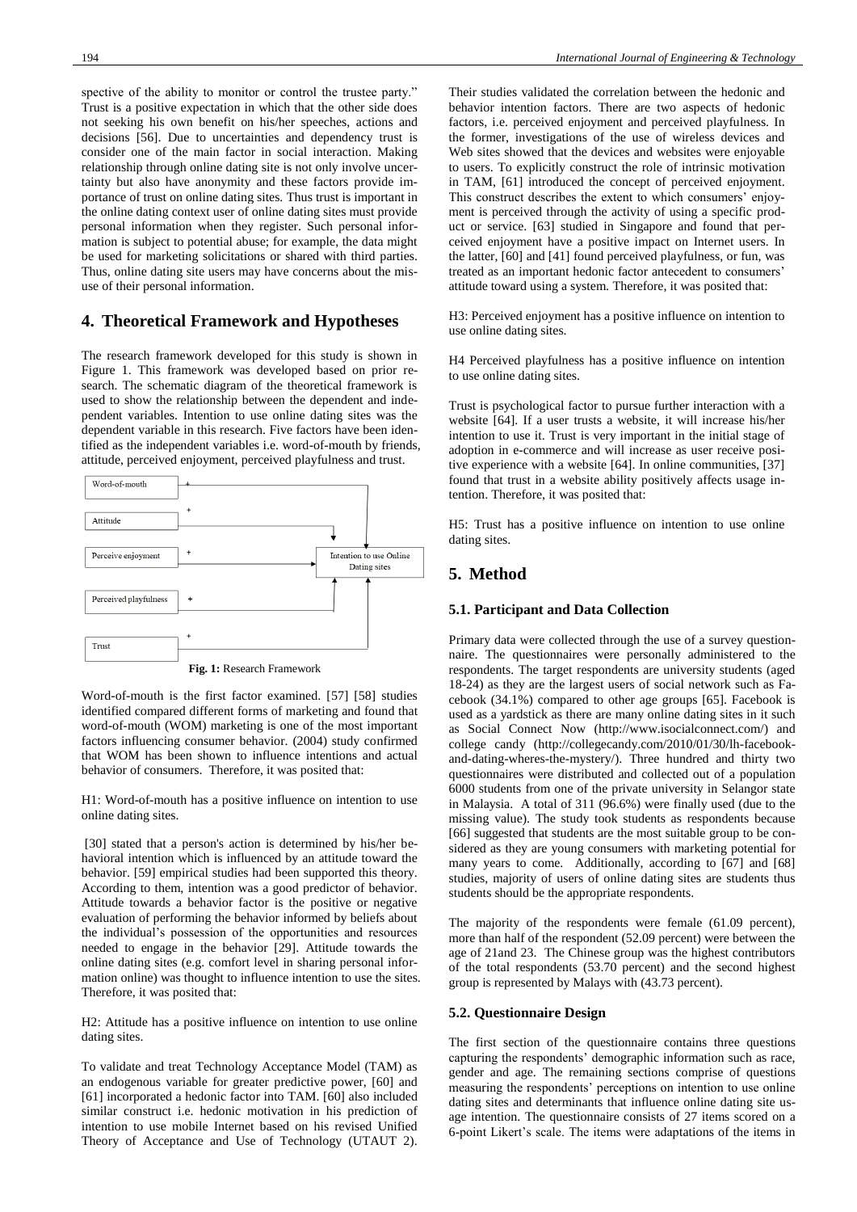spective of the ability to monitor or control the trustee party." Trust is a positive expectation in which that the other side does not seeking his own benefit on his/her speeches, actions and decisions [56]. Due to uncertainties and dependency trust is consider one of the main factor in social interaction. Making relationship through online dating site is not only involve uncertainty but also have anonymity and these factors provide importance of trust on online dating sites. Thus trust is important in the online dating context user of online dating sites must provide personal information when they register. Such personal information is subject to potential abuse; for example, the data might be used for marketing solicitations or shared with third parties. Thus, online dating site users may have concerns about the misuse of their personal information.

## 4. Theoretical Framework and Hypotheses

The research framework developed for this study is shown in Figure 1. This framework was developed based on prior research. The schematic diagram of the theoretical framework is used to show the relationship between the dependent and independent variables. Intention to use online dating sites was the dependent variable in this research. Five factors have been identified as the independent variables i.e. word-of-mouth by friends, attitude, perceived enjoyment, perceived playfulness and trust.

Word-of-mouth

Attitude

Perceive enjoyment

Perceived playfulness

Trust

Intention to use Online Dating sites

**Fig. 1:** Research Framework

Word-of-mouth is the first factor examined. [57] [58] studies identified compared different forms of marketing and found that word-of-mouth (WOM) marketing is one of the most important factors influencing consumer behavior. (2004) study confirmed that WOM has been shown to influence intentions and actual behavior of consumers. Therefore, it was posited that:

H1: Word-of-mouth has a positive influence on intention to use online dating sites.

[30] stated that a person's action is determined by his/her behavioral intention which is influenced by an attitude toward the behavior. [59] empirical studies had been supported this theory. According to them, intention was a good predictor of behavior. Attitude towards a behavior factor is the positive or negative evaluation of performing the behavior informed by beliefs about the individual's possession of the opportunities and resources needed to engage in the behavior [29]. Attitude towards the online dating sites (e.g. comfort level in sharing personal information online) was thought to influence intention to use the sites. Therefore, it was posited that:

H2: Attitude has a positive influence on intention to use online dating sites.

To validate and treat Technology Acceptance Model (TAM) as an endogenous variable for greater predictive power, [60] and [61] incorporated a hedonic factor into TAM. [60] also included similar construct i.e. hedonic motivation in his prediction of intention to use mobile Internet based on his revised Unified Theory of Acceptance and Use of Technology (UTAUT 2). Their studies validated the correlation between the hedonic and behavior intention factors. There are two aspects of hedonic factors, i.e. perceived enjoyment and perceived playfulness. In the former, investigations of the use of wireless devices and Web sites showed that the devices and websites were enjoyable to users. To explicitly construct the role of intrinsic motivation in TAM, [61] introduced the concept of perceived enjoyment. This construct describes the extent to which consumers' enjoyment is perceived through the activity of using a specific product or service. [63] studied in Singapore and found that perceived enjoyment have a positive impact on Internet users. In the latter, [60] and [41] found perceived playfulness, or fun, was treated as an important hedonic factor antecedent to consumers' attitude toward using a system. Therefore, it was posited that:

H3: Perceived enjoyment has a positive influence on intention to use online dating sites.

H4 Perceived playfulness has a positive influence on intention to use online dating sites.

Trust is psychological factor to pursue further interaction with a website [64]. If a user trusts a website, it will increase his/her intention to use it. Trust is very important in the initial stage of adoption in e-commerce and will increase as user receive positive experience with a website [64]. In online communities, [37] found that trust in a website ability positively affects usage intention. Therefore, it was posited that:

H5: Trust has a positive influence on intention to use online dating sites.

## 5. Method

### 5.1. Participant and Data Collection

Primary data were collected through the use of a survey questionnaire. The questionnaires were personally administered to the respondents. The target respondents are university students (aged 18-24) as they are the largest users of social network such as Facebook (34.1%) compared to other age groups [65]. Facebook is used as a yardstick as there are many online dating sites in it such as Social Connect Now (http://www.isocialconnect.com/) and college candy (http://collegecandy.com/2010/01/30/lh-facebook-and-dating-wheres-the-mystery/). Three hundred and thirty two questionnaires were distributed and collected out of a population 6000 students from one of the private university in Selangor state in Malaysia. A total of 311 (96.6%) were finally used (due to the missing value). The study took students as respondents because [66] suggested that students are the most suitable group to be considered as they are young consumers with marketing potential for many years to come. Additionally, according to [67] and [68] studies, majority of users of online dating sites are students thus students should be the appropriate respondents.

The majority of the respondents were female (61.09 percent), more than half of the respondent (52.09 percent) were between the age of 21and 23. The Chinese group was the highest contributors of the total respondents (53.70 percent) and the second highest group is represented by Malays with (43.73 percent).

### 5.2. Questionnaire Design

The first section of the questionnaire contains three questions capturing the respondents' demographic information such as race, gender and age. The remaining sections comprise of questions measuring the respondents' perceptions on intention to use online dating sites and determinants that influence online dating site usage intention. The questionnaire consists of 27 items scored on a 6-point Likert's scale. The items were adaptations of the items in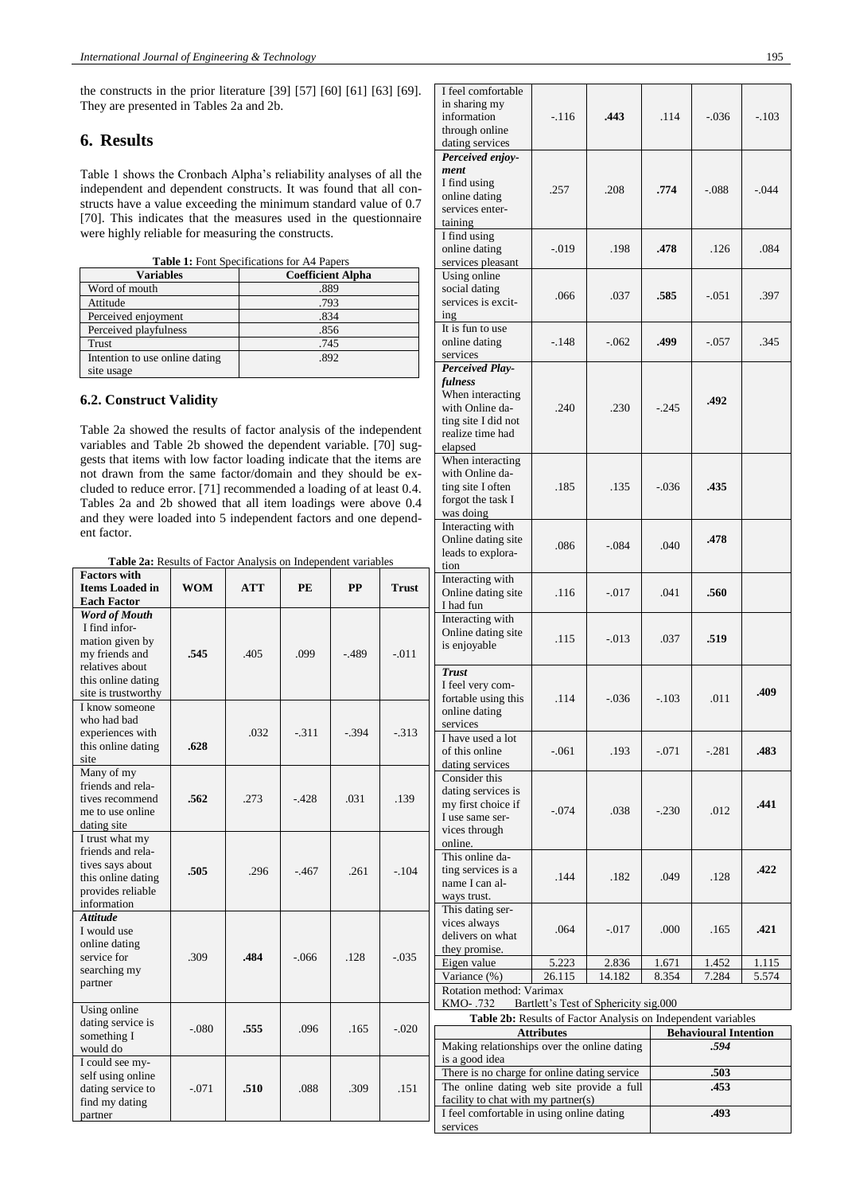the constructs in the prior literature [39] [57] [60] [61] [63] [69]. They are presented in Tables 2a and 2b.

# 6. Results

Table 1 shows the Cronbach Alpha's reliability analyses of all the independent and dependent constructs. It was found that all constructs have a value exceeding the minimum standard value of 0.7 [70]. This indicates that the measures used in the questionnaire were highly reliable for measuring the constructs.

**Table 1:** Font Specifications for A4 Papers

| Variables | Coefficient Alpha |
|---|---|
| Word of mouth | .889 |
| Attitude | .793 |
| Perceived enjoyment | .834 |
| Perceived playfulness | .856 |
| Trust | .745 |
| Intention to use online dating site usage | .892 |

## 6.2. Construct Validity

Table 2a showed the results of factor analysis of the independent variables and Table 2b showed the dependent variable. [70] suggests that items with low factor loading indicate that the items are not drawn from the same factor/domain and they should be excluded to reduce error. [71] recommended a loading of at least 0.4. Tables 2a and 2b showed that all item loadings were above 0.4 and they were loaded into 5 independent factors and one dependent factor.

**Table 2a:** Results of Factor Analysis on Independent variables

| Factors with Items Loaded in Each Factor | WOM | ATT | PE | PP | Trust |
|---|---|---|---|---|---|
| ***Word of Mouth*** I find information given by my friends and relatives about this online dating site is trustworthy | **.545** | .405 | .099 | -.489 | -.011 |
| I know someone who had bad experiences with this online dating site | **.628** | .032 | -.311 | -.394 | -.313 |
| Many of my friends and relatives recommend me to use online dating site | **.562** | .273 | -.428 | .031 | .139 |
| I trust what my friends and relatives says about this online dating provides reliable information | **.505** | .296 | -.467 | .261 | -.104 |
| ***Attitude*** I would use online dating service for searching my partner | .309 | **.484** | -.066 | .128 | -.035 |
| Using online dating service is something I would do | -.080 | **.555** | .096 | .165 | -.020 |
| I could see myself using online dating service to find my dating partner | -.071 | **.510** | .088 | .309 | .151 |
| I feel comfortable in sharing my information through online dating services | -.116 | **.443** | .114 | -.036 | -.103 |
| ***Perceived enjoyment*** I find using online dating services entertaining | .257 | .208 | **.774** | -.088 | -.044 |
| I find using online dating services pleasant | -.019 | .198 | **.478** | .126 | .084 |
| Using online social dating services is exciting | .066 | .037 | **.585** | -.051 | .397 |
| It is fun to use online dating services | -.148 | -.062 | **.499** | -.057 | .345 |
| ***Perceived Playfulness*** When interacting with Online dating site I did not realize time had elapsed | .240 | .230 | -.245 | **.492** | |
| When interacting with Online dating site I often forgot the task I was doing | .185 | .135 | -.036 | **.435** | |
| Interacting with Online dating site leads to exploration | .086 | -.084 | .040 | **.478** | |
| Interacting with Online dating site I had fun | .116 | -.017 | .041 | **.560** | |
| Interacting with Online dating site is enjoyable | .115 | -.013 | .037 | **.519** | |
| ***Trust*** I feel very comfortable using this online dating services | .114 | -.036 | -.103 | .011 | **.409** |
| I have used a lot of this online dating services | -.061 | .193 | -.071 | -.281 | **.483** |
| Consider this dating services is my first choice if I use same services through online. | -.074 | .038 | -.230 | .012 | **.441** |
| This online dating services is a name I can always trust. | .144 | .182 | .049 | .128 | **.422** |
| This dating services always delivers on what they promise. | .064 | -.017 | .000 | .165 | **.421** |
| Eigen value | 5.223 | 2.836 | 1.671 | 1.452 | 1.115 |
| Variance (%) | 26.115 | 14.182 | 8.354 | 7.284 | 5.574 |
| Rotation method: Varimax | | | | | |
| KMO- .732 Bartlett's Test of Sphericity sig.000 | | | | | |

**Table 2b:** Results of Factor Analysis on Independent variables

| Attributes | Behavioural Intention |
|---|---|
| Making relationships over the online dating is a good idea | *.594* |
| There is no charge for online dating service | **.503** |
| The online dating web site provide a full facility to chat with my partner(s) | **.453** |
| I feel comfortable in using online dating services | **.493** |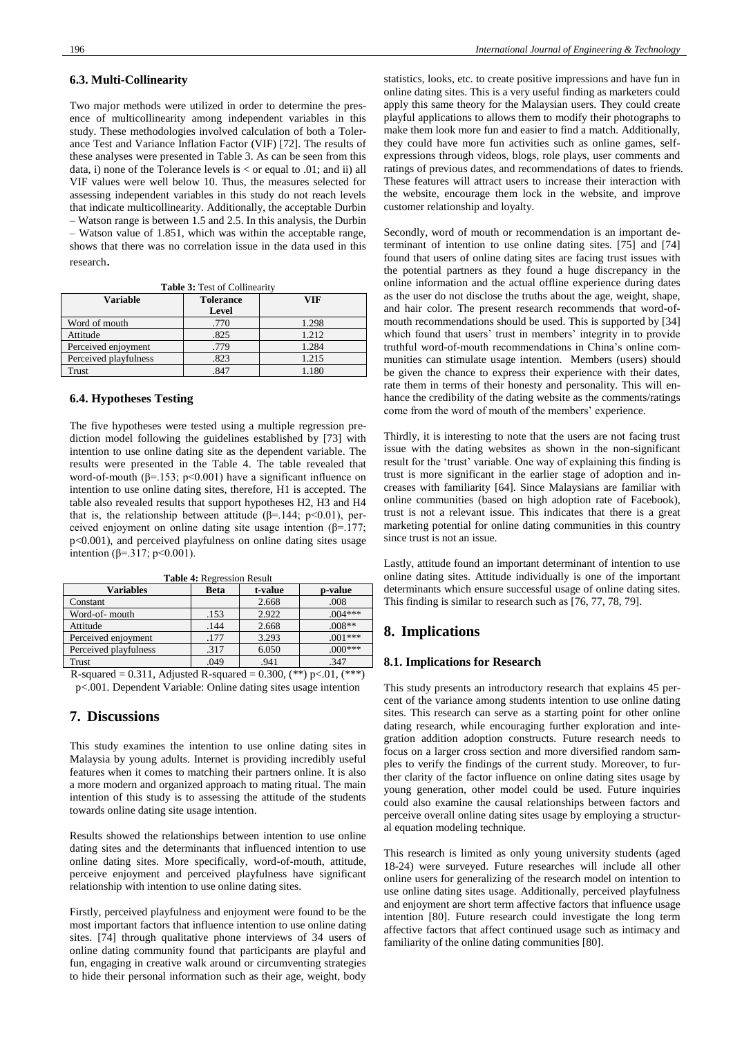### 6.3. Multi-Collinearity

Two major methods were utilized in order to determine the presence of multicollinearity among independent variables in this study. These methodologies involved calculation of both a Tolerance Test and Variance Inflation Factor (VIF) [72]. The results of these analyses were presented in Table 3. As can be seen from this data, i) none of the Tolerance levels is < or equal to .01; and ii) all VIF values were well below 10. Thus, the measures selected for assessing independent variables in this study do not reach levels that indicate multicollinearity. Additionally, the acceptable Durbin – Watson range is between 1.5 and 2.5. In this analysis, the Durbin – Watson value of 1.851, which was within the acceptable range, shows that there was no correlation issue in the data used in this research.

**Table 3:** Test of Collinearity

| Variable | Tolerance Level | VIF |
|---|---|---|
| Word of mouth | .770 | 1.298 |
| Attitude | .825 | 1.212 |
| Perceived enjoyment | .779 | 1.284 |
| Perceived playfulness | .823 | 1.215 |
| Trust | .847 | 1.180 |

### 6.4. Hypotheses Testing

The five hypotheses were tested using a multiple regression prediction model following the guidelines established by [73] with intention to use online dating site as the dependent variable. The results were presented in the Table 4. The table revealed that word-of-mouth ($\beta$=.153; p<0.001) have a significant influence on intention to use online dating sites, therefore, H1 is accepted. The table also revealed results that support hypotheses H2, H3 and H4 that is, the relationship between attitude ($\beta$=.144; p<0.01), perceived enjoyment on online dating site usage intention ($\beta$=.177; p<0.001), and perceived playfulness on online dating sites usage intention ($\beta$=.317; p<0.001).

**Table 4:** Regression Result

| Variables | Beta | t-value | p-value |
|---|---|---|---|
| Constant | | 2.668 | .008 |
| Word-of- mouth | .153 | 2.922 | .004*** |
| Attitude | .144 | 2.668 | .008** |
| Perceived enjoyment | .177 | 3.293 | .001*** |
| Perceived playfulness | .317 | 6.050 | .000*** |
| Trust | .049 | .941 | .347 |

R-squared = 0.311, Adjusted R-squared = 0.300, (**) p<.01, (***) p<.001. Dependent Variable: Online dating sites usage intention

## 7. Discussions

This study examines the intention to use online dating sites in Malaysia by young adults. Internet is providing incredibly useful features when it comes to matching their partners online. It is also a more modern and organized approach to mating ritual. The main intention of this study is to assessing the attitude of the students towards online dating site usage intention.

Results showed the relationships between intention to use online dating sites and the determinants that influenced intention to use online dating sites. More specifically, word-of-mouth, attitude, perceive enjoyment and perceived playfulness have significant relationship with intention to use online dating sites.

Firstly, perceived playfulness and enjoyment were found to be the most important factors that influence intention to use online dating sites. [74] through qualitative phone interviews of 34 users of online dating community found that participants are playful and fun, engaging in creative walk around or circumventing strategies to hide their personal information such as their age, weight, body statistics, looks, etc. to create positive impressions and have fun in online dating sites. This is a very useful finding as marketers could apply this same theory for the Malaysian users. They could create playful applications to allows them to modify their photographs to make them look more fun and easier to find a match. Additionally, they could have more fun activities such as online games, self-expressions through videos, blogs, role plays, user comments and ratings of previous dates, and recommendations of dates to friends. These features will attract users to increase their interaction with the website, encourage them lock in the website, and improve customer relationship and loyalty.

Secondly, word of mouth or recommendation is an important determinant of intention to use online dating sites. [75] and [74] found that users of online dating sites are facing trust issues with the potential partners as they found a huge discrepancy in the online information and the actual offline experience during dates as the user do not disclose the truths about the age, weight, shape, and hair color. The present research recommends that word-of-mouth recommendations should be used. This is supported by [34] which found that users' trust in members' integrity in to provide truthful word-of-mouth recommendations in China's online communities can stimulate usage intention. Members (users) should be given the chance to express their experience with their dates, rate them in terms of their honesty and personality. This will enhance the credibility of the dating website as the comments/ratings come from the word of mouth of the members' experience.

Thirdly, it is interesting to note that the users are not facing trust issue with the dating websites as shown in the non-significant result for the 'trust' variable. One way of explaining this finding is trust is more significant in the earlier stage of adoption and increases with familiarity [64]. Since Malaysians are familiar with online communities (based on high adoption rate of Facebook), trust is not a relevant issue. This indicates that there is a great marketing potential for online dating communities in this country since trust is not an issue.

Lastly, attitude found an important determinant of intention to use online dating sites. Attitude individually is one of the important determinants which ensure successful usage of online dating sites. This finding is similar to research such as [76, 77, 78, 79].

## 8. Implications

### 8.1. Implications for Research

This study presents an introductory research that explains 45 percent of the variance among students intention to use online dating sites. This research can serve as a starting point for other online dating research, while encouraging further exploration and integration addition adoption constructs. Future research needs to focus on a larger cross section and more diversified random samples to verify the findings of the current study. Moreover, to further clarity of the factor influence on online dating sites usage by young generation, other model could be used. Future inquiries could also examine the causal relationships between factors and perceive overall online dating sites usage by employing a structural equation modeling technique.

This research is limited as only young university students (aged 18-24) were surveyed. Future researches will include all other online users for generalizing of the research model on intention to use online dating sites usage. Additionally, perceived playfulness and enjoyment are short term affective factors that influence usage intention [80]. Future research could investigate the long term affective factors that affect continued usage such as intimacy and familiarity of the online dating communities [80].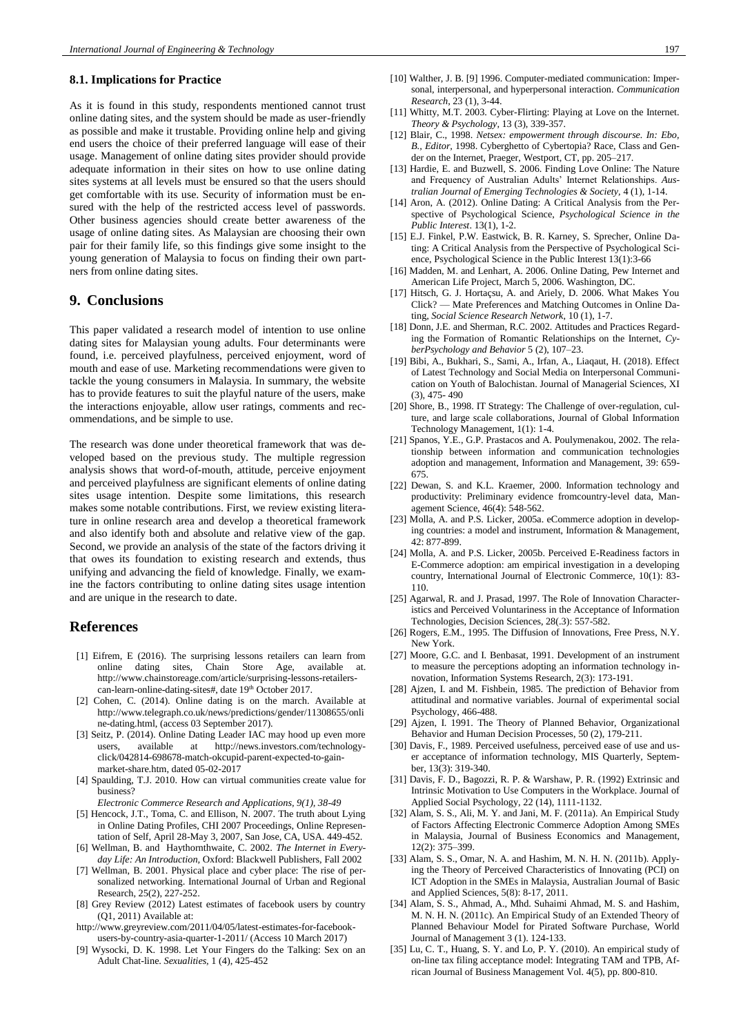### 8.1. Implications for Practice

As it is found in this study, respondents mentioned cannot trust online dating sites, and the system should be made as user-friendly as possible and make it trustable. Providing online help and giving end users the choice of their preferred language will ease of their usage. Management of online dating sites provider should provide adequate information in their sites on how to use online dating sites systems at all levels must be ensured so that the users should get comfortable with its use. Security of information must be ensured with the help of the restricted access level of passwords. Other business agencies should create better awareness of the usage of online dating sites. As Malaysian are choosing their own pair for their family life, so this findings give some insight to the young generation of Malaysia to focus on finding their own partners from online dating sites.

## 9. Conclusions

This paper validated a research model of intention to use online dating sites for Malaysian young adults. Four determinants were found, i.e. perceived playfulness, perceived enjoyment, word of mouth and ease of use. Marketing recommendations were given to tackle the young consumers in Malaysia. In summary, the website has to provide features to suit the playful nature of the users, make the interactions enjoyable, allow user ratings, comments and recommendations, and be simple to use.

The research was done under theoretical framework that was developed based on the previous study. The multiple regression analysis shows that word-of-mouth, attitude, perceive enjoyment and perceived playfulness are significant elements of online dating sites usage intention. Despite some limitations, this research makes some notable contributions. First, we review existing literature in online research area and develop a theoretical framework and also identify both and absolute and relative view of the gap. Second, we provide an analysis of the state of the factors driving it that owes its foundation to existing research and extends, thus unifying and advancing the field of knowledge. Finally, we examine the factors contributing to online dating sites usage intention and are unique in the research to date.

## References

[1] Eifrem, E (2016). The surprising lessons retailers can learn from online dating sites, Chain Store Age, available at. http://www.chainstoreage.com/article/surprising-lessons-retailers-can-learn-online-dating-sites#, date 19th October 2017.

[2] Cohen, C. (2014). Online dating is on the march. Available at http://www.telegraph.co.uk/news/predictions/gender/11308655/online-dating.html, (access 03 September 2017).

[3] Seitz, P. (2014). Online Dating Leader IAC may hood up even more users, available at http://news.investors.com/technology-click/042814-698678-match-okcupid-parent-expected-to-gain-market-share.htm, dated 05-02-2017

[4] Spaulding, T.J. 2010. How can virtual communities create value for business? *Electronic Commerce Research and Applications, 9(1), 38-49*

[5] Hencock, J.T., Toma, C. and Ellison, N. 2007. The truth about Lying in Online Dating Profiles, CHI 2007 Proceedings, Online Representation of Self, April 28-May 3, 2007, San Jose, CA, USA. 449-452.

[6] Wellman, B. and Haythornthwaite, C. 2002. *The Internet in Everyday Life: An Introduction*, Oxford: Blackwell Publishers, Fall 2002

[7] Wellman, B. 2001. Physical place and cyber place: The rise of personalized networking. International Journal of Urban and Regional Research, 25(2), 227-252.

[8] Grey Review (2012) Latest estimates of facebook users by country (Q1, 2011) Available at: http://www.greyreview.com/2011/04/05/latest-estimates-for-facebook-users-by-country-asia-quarter-1-2011/ (Access 10 March 2017)

[9] Wysocki, D. K. 1998. Let Your Fingers do the Talking: Sex on an Adult Chat-line. *Sexualities*, 1 (4), 425-452

[10] Walther, J. B. [9] 1996. Computer-mediated communication: Impersonal, interpersonal, and hyperpersonal interaction. *Communication Research*, 23 (1), 3-44.

[11] Whitty, M.T. 2003. Cyber-Flirting: Playing at Love on the Internet. *Theory & Psychology*, 13 (3), 339-357.

[12] Blair, C., 1998. *Netsex: empowerment through discourse. In: Ebo, B., Editor*, 1998. Cyberghetto of Cybertopia? Race, Class and Gender on the Internet, Praeger, Westport, CT, pp. 205–217.

[13] Hardie, E. and Buzwell, S. 2006. Finding Love Online: The Nature and Frequency of Australian Adults' Internet Relationships. *Australian Journal of Emerging Technologies & Society*, 4 (1), 1-14.

[14] Aron, A. (2012). Online Dating: A Critical Analysis from the Perspective of Psychological Science, *Psychological Science in the Public Interest*. 13(1), 1-2.

[15] E.J. Finkel, P.W. Eastwick, B. R. Karney, S. Sprecher, Online Dating: A Critical Analysis from the Perspective of Psychological Science, Psychological Science in the Public Interest 13(1):3-66

[16] Madden, M. and Lenhart, A. 2006. Online Dating, Pew Internet and American Life Project, March 5, 2006. Washington, DC.

[17] Hitsch, G. J. Hortaçsu, A. and Ariely, D. 2006. What Makes You Click? — Mate Preferences and Matching Outcomes in Online Dating, *Social Science Research Network*, 10 (1), 1-7.

[18] Donn, J.E. and Sherman, R.C. 2002. Attitudes and Practices Regarding the Formation of Romantic Relationships on the Internet, *CyberPsychology and Behavior* 5 (2), 107–23.

[19] Bibi, A., Bukhari, S., Sami, A., Irfan, A., Liaqaut, H. (2018). Effect of Latest Technology and Social Media on Interpersonal Communication on Youth of Balochistan. Journal of Managerial Sciences, XI (3), 475- 490

[20] Shore, B., 1998. IT Strategy: The Challenge of over-regulation, culture, and large scale collaborations, Journal of Global Information Technology Management, 1(1): 1-4.

[21] Spanos, Y.E., G.P. Prastacos and A. Poulymenakou, 2002. The relationship between information and communication technologies adoption and management, Information and Management, 39: 659-675.

[22] Dewan, S. and K.L. Kraemer, 2000. Information technology and productivity: Preliminary evidence fromcountry-level data, Management Science, 46(4): 548-562.

[23] Molla, A. and P.S. Licker, 2005a. eCommerce adoption in developing countries: a model and instrument, Information & Management, 42: 877-899.

[24] Molla, A. and P.S. Licker, 2005b. Perceived E-Readiness factors in E-Commerce adoption: am empirical investigation in a developing country, International Journal of Electronic Commerce, 10(1): 83-110.

[25] Agarwal, R. and J. Prasad, 1997. The Role of Innovation Characteristics and Perceived Voluntariness in the Acceptance of Information Technologies, Decision Sciences, 28(.3): 557-582.

[26] Rogers, E.M., 1995. The Diffusion of Innovations, Free Press, N.Y. New York.

[27] Moore, G.C. and I. Benbasat, 1991. Development of an instrument to measure the perceptions adopting an information technology innovation, Information Systems Research, 2(3): 173-191.

[28] Ajzen, I. and M. Fishbein, 1985. The prediction of Behavior from attitudinal and normative variables. Journal of experimental social Psychology, 466-488.

[29] Ajzen, I. 1991. The Theory of Planned Behavior, Organizational Behavior and Human Decision Processes, 50 (2), 179-211.

[30] Davis, F., 1989. Perceived usefulness, perceived ease of use and user acceptance of information technology, MIS Quarterly, September, 13(3): 319-340.

[31] Davis, F. D., Bagozzi, R. P. & Warshaw, P. R. (1992) Extrinsic and Intrinsic Motivation to Use Computers in the Workplace. Journal of Applied Social Psychology, 22 (14), 1111-1132.

[32] Alam, S. S., Ali, M. Y. and Jani, M. F. (2011a). An Empirical Study of Factors Affecting Electronic Commerce Adoption Among SMEs in Malaysia, Journal of Business Economics and Management, 12(2): 375–399.

[33] Alam, S. S., Omar, N. A. and Hashim, M. N. H. N. (2011b). Applying the Theory of Perceived Characteristics of Innovating (PCI) on ICT Adoption in the SMEs in Malaysia, Australian Journal of Basic and Applied Sciences, 5(8): 8-17, 2011.

[34] Alam, S. S., Ahmad, A., Mhd. Suhaimi Ahmad, M. S. and Hashim, M. N. H. N. (2011c). An Empirical Study of an Extended Theory of Planned Behaviour Model for Pirated Software Purchase, World Journal of Management 3 (1). 124-133.

[35] Lu, C. T., Huang, S. Y. and Lo, P. Y. (2010). An empirical study of on-line tax filing acceptance model: Integrating TAM and TPB, African Journal of Business Management Vol. 4(5), pp. 800-810.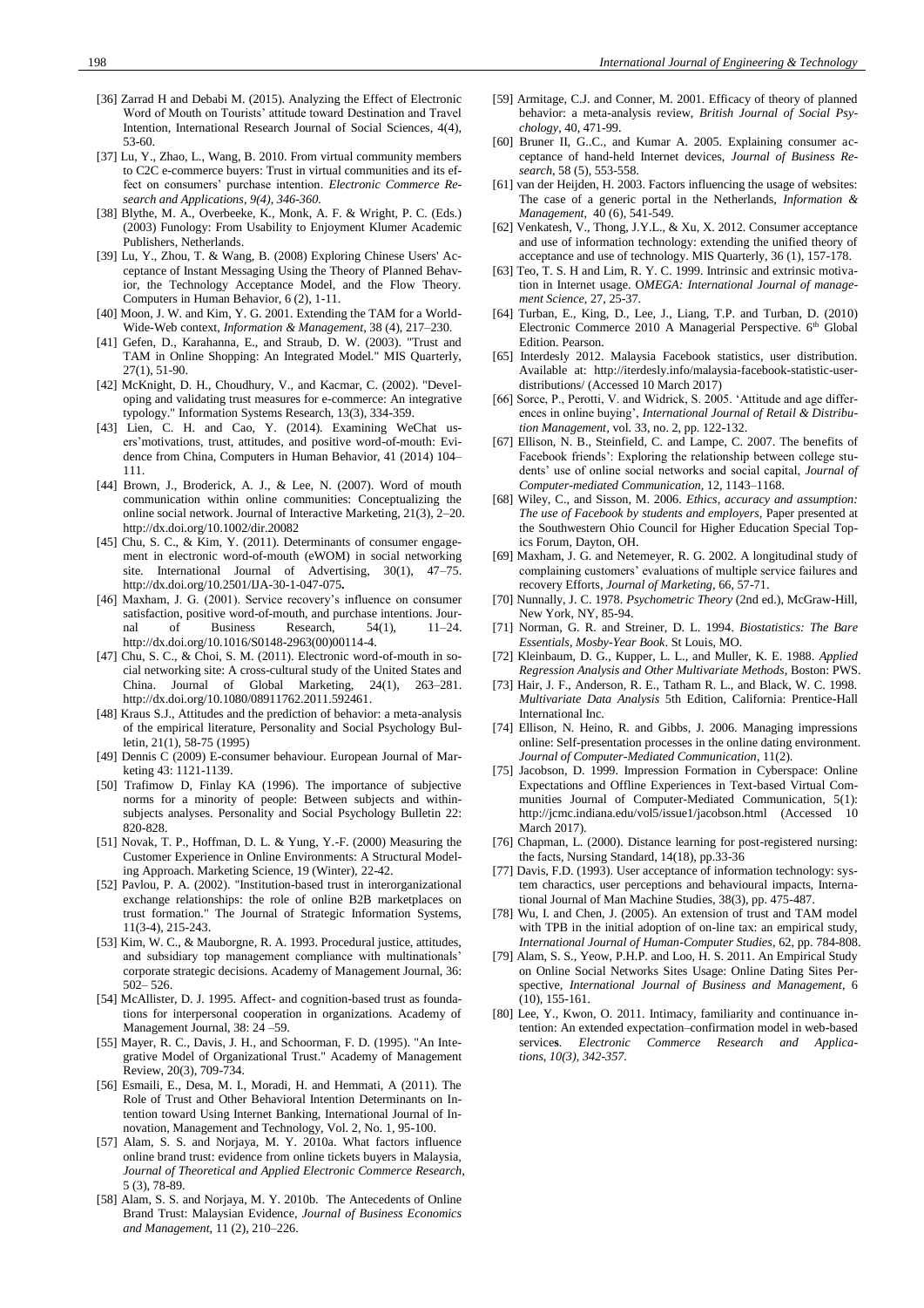[36] Zarrad H and Debabi M. (2015). Analyzing the Effect of Electronic Word of Mouth on Tourists' attitude toward Destination and Travel Intention, International Research Journal of Social Sciences, 4(4), 53-60.

[37] Lu, Y., Zhao, L., Wang, B. 2010. From virtual community members to C2C e-commerce buyers: Trust in virtual communities and its effect on consumers' purchase intention. *Electronic Commerce Research and Applications, 9(4), 346-360.*

[38] Blythe, M. A., Overbeeke, K., Monk, A. F. & Wright, P. C. (Eds.) (2003) Funology: From Usability to Enjoyment Klumer Academic Publishers, Netherlands.

[39] Lu, Y., Zhou, T. & Wang, B. (2008) Exploring Chinese Users' Acceptance of Instant Messaging Using the Theory of Planned Behavior, the Technology Acceptance Model, and the Flow Theory. Computers in Human Behavior, 6 (2), 1-11.

[40] Moon, J. W. and Kim, Y. G. 2001. Extending the TAM for a World-Wide-Web context, *Information & Management*, 38 (4), 217–230.

[41] Gefen, D., Karahanna, E., and Straub, D. W. (2003). "Trust and TAM in Online Shopping: An Integrated Model." MIS Quarterly, 27(1), 51-90.

[42] McKnight, D. H., Choudhury, V., and Kacmar, C. (2002). "Developing and validating trust measures for e-commerce: An integrative typology." Information Systems Research, 13(3), 334-359.

[43] Lien, C. H. and Cao, Y. (2014). Examining WeChat users'motivations, trust, attitudes, and positive word-of-mouth: Evidence from China, Computers in Human Behavior, 41 (2014) 104–111.

[44] Brown, J., Broderick, A. J., & Lee, N. (2007). Word of mouth communication within online communities: Conceptualizing the online social network. Journal of Interactive Marketing, 21(3), 2–20. http://dx.doi.org/10.1002/dir.20082

[45] Chu, S. C., & Kim, Y. (2011). Determinants of consumer engagement in electronic word-of-mouth (eWOM) in social networking site. International Journal of Advertising, 30(1), 47–75. http://dx.doi.org/10.2501/IJA-30-1-047-075**.**

[46] Maxham, J. G. (2001). Service recovery's influence on consumer satisfaction, positive word-of-mouth, and purchase intentions. Journal of Business Research, 54(1), 11–24. http://dx.doi.org/10.1016/S0148-2963(00)00114-4.

[47] Chu, S. C., & Choi, S. M. (2011). Electronic word-of-mouth in social networking site: A cross-cultural study of the United States and China. Journal of Global Marketing, 24(1), 263–281. http://dx.doi.org/10.1080/08911762.2011.592461.

[48] Kraus S.J., Attitudes and the prediction of behavior: a meta-analysis of the empirical literature, Personality and Social Psychology Bulletin, 21(1), 58-75 (1995)

[49] Dennis C (2009) E-consumer behaviour. European Journal of Marketing 43: 1121-1139.

[50] Trafimow D, Finlay KA (1996). The importance of subjective norms for a minority of people: Between subjects and within-subjects analyses. Personality and Social Psychology Bulletin 22: 820-828.

[51] Novak, T. P., Hoffman, D. L. & Yung, Y.-F. (2000) Measuring the Customer Experience in Online Environments: A Structural Modeling Approach. Marketing Science, 19 (Winter), 22-42.

[52] Pavlou, P. A. (2002). "Institution-based trust in interorganizational exchange relationships: the role of online B2B marketplaces on trust formation." The Journal of Strategic Information Systems, 11(3-4), 215-243.

[53] Kim, W. C., & Mauborgne, R. A. 1993. Procedural justice, attitudes, and subsidiary top management compliance with multinationals' corporate strategic decisions. Academy of Management Journal, 36: 502– 526.

[54] McAllister, D. J. 1995. Affect- and cognition-based trust as foundations for interpersonal cooperation in organizations. Academy of Management Journal, 38: 24 –59.

[55] Mayer, R. C., Davis, J. H., and Schoorman, F. D. (1995). "An Integrative Model of Organizational Trust." Academy of Management Review, 20(3), 709-734.

[56] Esmaili, E., Desa, M. I., Moradi, H. and Hemmati, A (2011). The Role of Trust and Other Behavioral Intention Determinants on Intention toward Using Internet Banking, International Journal of Innovation, Management and Technology, Vol. 2, No. 1, 95-100.

[57] Alam, S. S. and Norjaya, M. Y. 2010a. What factors influence online brand trust: evidence from online tickets buyers in Malaysia, *Journal of Theoretical and Applied Electronic Commerce Research*, 5 (3), 78-89.

[58] Alam, S. S. and Norjaya, M. Y. 2010b. The Antecedents of Online Brand Trust: Malaysian Evidence, *Journal of Business Economics and Management*, 11 (2), 210–226.

[59] Armitage, C.J. and Conner, M. 2001. Efficacy of theory of planned behavior: a meta-analysis review, *British Journal of Social Psychology*, 40, 471-99.

[60] Bruner II, G..C., and Kumar A. 2005. Explaining consumer acceptance of hand-held Internet devices, *Journal of Business Research*, 58 (5), 553-558.

[61] van der Heijden, H. 2003. Factors influencing the usage of websites: The case of a generic portal in the Netherlands, *Information & Management*, 40 (6), 541-549.

[62] Venkatesh, V., Thong, J.Y.L., & Xu, X. 2012. Consumer acceptance and use of information technology: extending the unified theory of acceptance and use of technology. MIS Quarterly, 36 (1), 157-178.

[63] Teo, T. S. H and Lim, R. Y. C. 1999. Intrinsic and extrinsic motivation in Internet usage. O*MEGA: International Journal of management Science*, 27, 25-37.

[64] Turban, E., King, D., Lee, J., Liang, T.P. and Turban, D. (2010) Electronic Commerce 2010 A Managerial Perspective. 6th Global Edition. Pearson.

[65] Interdesly 2012. Malaysia Facebook statistics, user distribution. Available at: http://iterdesly.info/malaysia-facebook-statistic-user-distributions/ (Accessed 10 March 2017)

[66] Sorce, P., Perotti, V. and Widrick, S. 2005. 'Attitude and age differences in online buying', *International Journal of Retail & Distribution Management*, vol. 33, no. 2, pp. 122-132.

[67] Ellison, N. B., Steinfield, C. and Lampe, C. 2007. The benefits of Facebook friends': Exploring the relationship between college students' use of online social networks and social capital, *Journal of Computer-mediated Communication*, 12, 1143–1168.

[68] Wiley, C., and Sisson, M. 2006. *Ethics, accuracy and assumption: The use of Facebook by students and employers*, Paper presented at the Southwestern Ohio Council for Higher Education Special Topics Forum, Dayton, OH.

[69] Maxham, J. G. and Netemeyer, R. G. 2002. A longitudinal study of complaining customers' evaluations of multiple service failures and recovery Efforts, *Journal of Marketing*, 66, 57-71.

[70] Nunnally, J. C. 1978. *Psychometric Theory* (2nd ed.), McGraw-Hill, New York, NY, 85-94.

[71] Norman, G. R. and Streiner, D. L. 1994. *Biostatistics: The Bare Essentials, Mosby-Year Book*. St Louis, MO.

[72] Kleinbaum, D. G., Kupper, L. L., and Muller, K. E. 1988. *Applied Regression Analysis and Other Multivariate Methods*, Boston: PWS.

[73] Hair, J. F., Anderson, R. E., Tatham R. L., and Black, W. C. 1998. *Multivariate Data Analysis* 5th Edition, California: Prentice-Hall International Inc.

[74] Ellison, N. Heino, R. and Gibbs, J. 2006. Managing impressions online: Self-presentation processes in the online dating environment. *Journal of Computer-Mediated Communication*, 11(2).

[75] Jacobson, D. 1999. Impression Formation in Cyberspace: Online Expectations and Offline Experiences in Text-based Virtual Communities Journal of Computer-Mediated Communication, 5(1): http://jcmc.indiana.edu/vol5/issue1/jacobson.html (Accessed 10 March 2017).

[76] Chapman, L. (2000). Distance learning for post-registered nursing: the facts, Nursing Standard, 14(18), pp.33-36

[77] Davis, F.D. (1993). User acceptance of information technology: system charactics, user perceptions and behavioural impacts, International Journal of Man Machine Studies, 38(3), pp. 475-487.

[78] Wu, I. and Chen, J. (2005). An extension of trust and TAM model with TPB in the initial adoption of on-line tax: an empirical study, *International Journal of Human-Computer Studies*, 62, pp. 784-808.

[79] Alam, S. S., Yeow, P.H.P. and Loo, H. S. 2011. An Empirical Study on Online Social Networks Sites Usage: Online Dating Sites Perspective, *International Journal of Business and Management*, 6 (10), 155-161.

[80] Lee, Y., Kwon, O. 2011. Intimacy, familiarity and continuance intention: An extended expectation–confirmation model in web-based service**s**. *Electronic Commerce Research and Applications, 10(3), 342-357.*